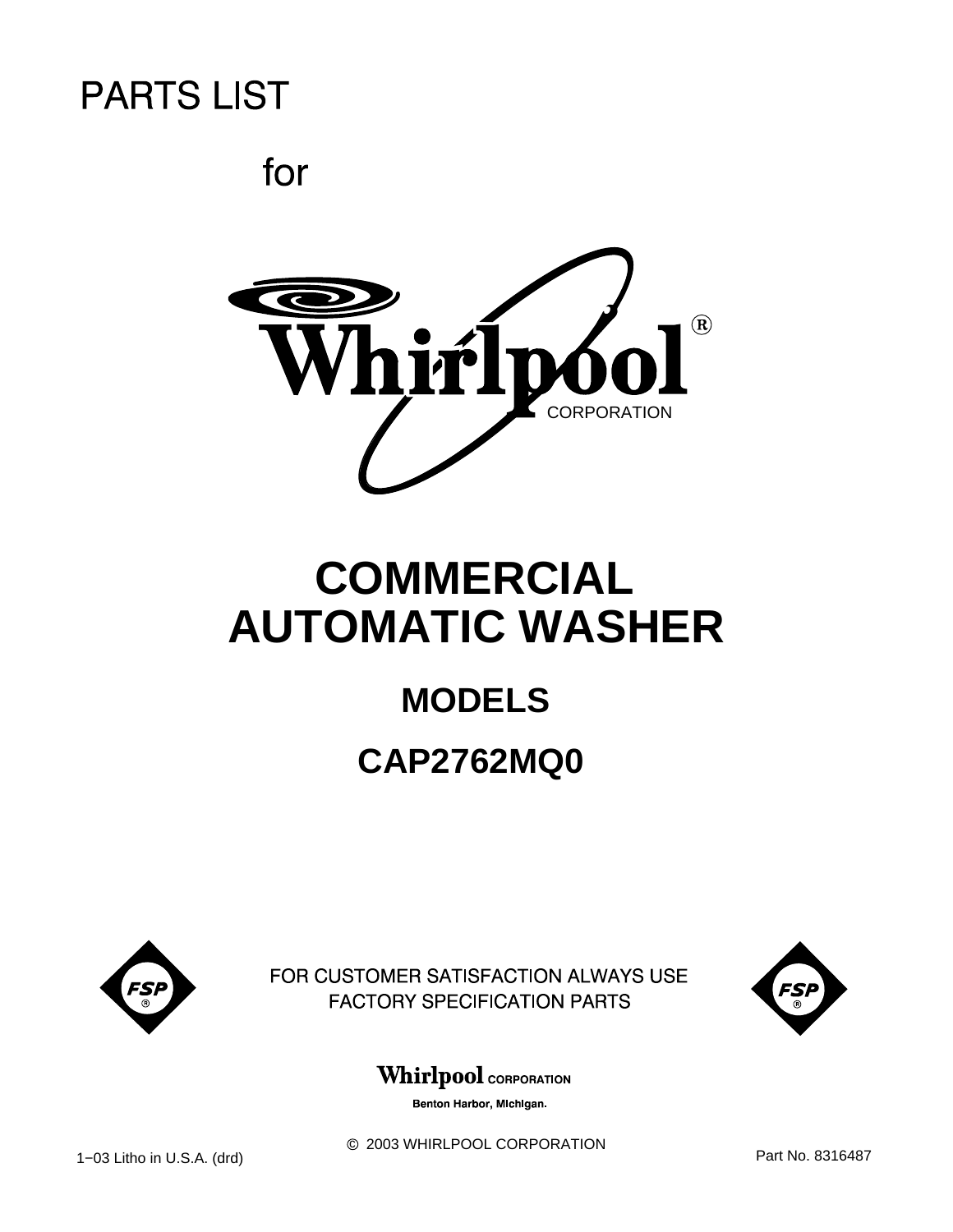# PARTS LIST

for

Whirlpool® CORPORATION

# COMMERCIAL AUTOMATIC WASHER

## MODELS

## CAP2762MQ0

FSP®

FOR CUSTOMER SATISFACTION ALWAYS USE FACTORY SPECIFICATION PARTS

FSP®

Whirlpool CORPORATION

Benton Harbor, Michigan.

© 2003 WHIRLPOOL CORPORATION

1−03 Litho in U.S.A. (drd)

Part No. 8316487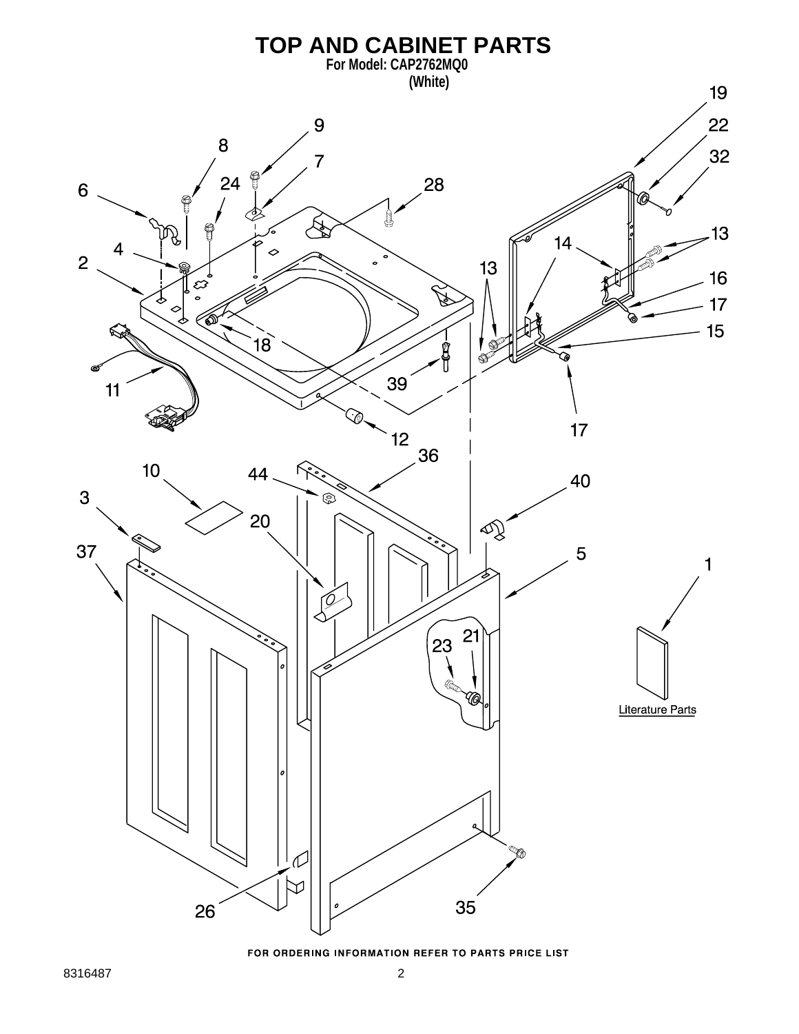# TOP AND CABINET PARTS

**For Model: CAP2762MQ0**
**(White)**

Literature Parts

FOR ORDERING INFORMATION REFER TO PARTS PRICE LIST

8316487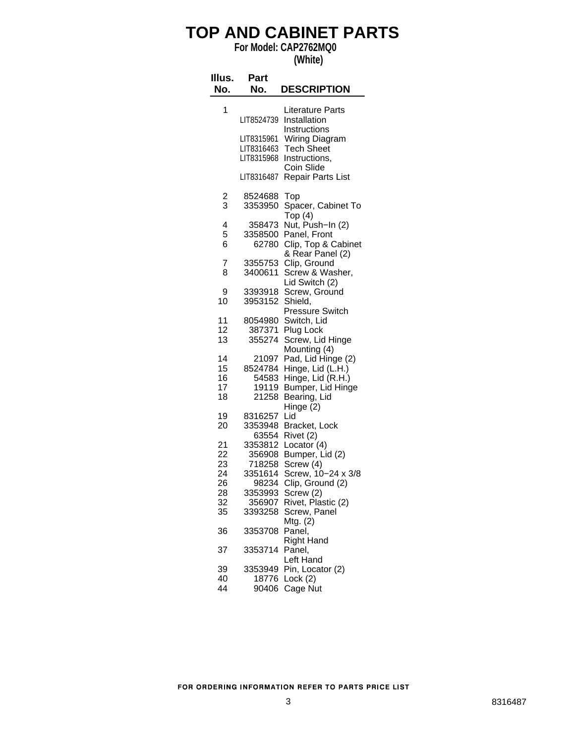# TOP AND CABINET PARTS

**For Model: CAP2762MQ0**
**(White)**

| Illus. No. | Part No. | DESCRIPTION |
|---|---|---|
| 1 | | Literature Parts |
| | LIT8524739 | Installation Instructions |
| | LIT8315961 | Wiring Diagram |
| | LIT8316463 | Tech Sheet |
| | LIT8315968 | Instructions, Coin Slide |
| | LIT8316487 | Repair Parts List |
| 2 | 8524688 | Top |
| 3 | 3353950 | Spacer, Cabinet To Top (4) |
| 4 | 358473 | Nut, Push−In (2) |
| 5 | 3358500 | Panel, Front |
| 6 | 62780 | Clip, Top & Cabinet & Rear Panel (2) |
| 7 | 3355753 | Clip, Ground |
| 8 | 3400611 | Screw & Washer, Lid Switch (2) |
| 9 | 3393918 | Screw, Ground |
| 10 | 3953152 | Shield, Pressure Switch |
| 11 | 8054980 | Switch, Lid |
| 12 | 387371 | Plug Lock |
| 13 | 355274 | Screw, Lid Hinge Mounting (4) |
| 14 | 21097 | Pad, Lid Hinge (2) |
| 15 | 8524784 | Hinge, Lid (L.H.) |
| 16 | 54583 | Hinge, Lid (R.H.) |
| 17 | 19119 | Bumper, Lid Hinge |
| 18 | 21258 | Bearing, Lid Hinge (2) |
| 19 | 8316257 | Lid |
| 20 | 3353948 | Bracket, Lock |
| | 63554 | Rivet (2) |
| 21 | 3353812 | Locator (4) |
| 22 | 356908 | Bumper, Lid (2) |
| 23 | 718258 | Screw (4) |
| 24 | 3351614 | Screw, 10−24 x 3/8 |
| 26 | 98234 | Clip, Ground (2) |
| 28 | 3353993 | Screw (2) |
| 32 | 356907 | Rivet, Plastic (2) |
| 35 | 3393258 | Screw, Panel Mtg. (2) |
| 36 | 3353708 | Panel, Right Hand |
| 37 | 3353714 | Panel, Left Hand |
| 39 | 3353949 | Pin, Locator (2) |
| 40 | 18776 | Lock (2) |
| 44 | 90406 | Cage Nut |

FOR ORDERING INFORMATION REFER TO PARTS PRICE LIST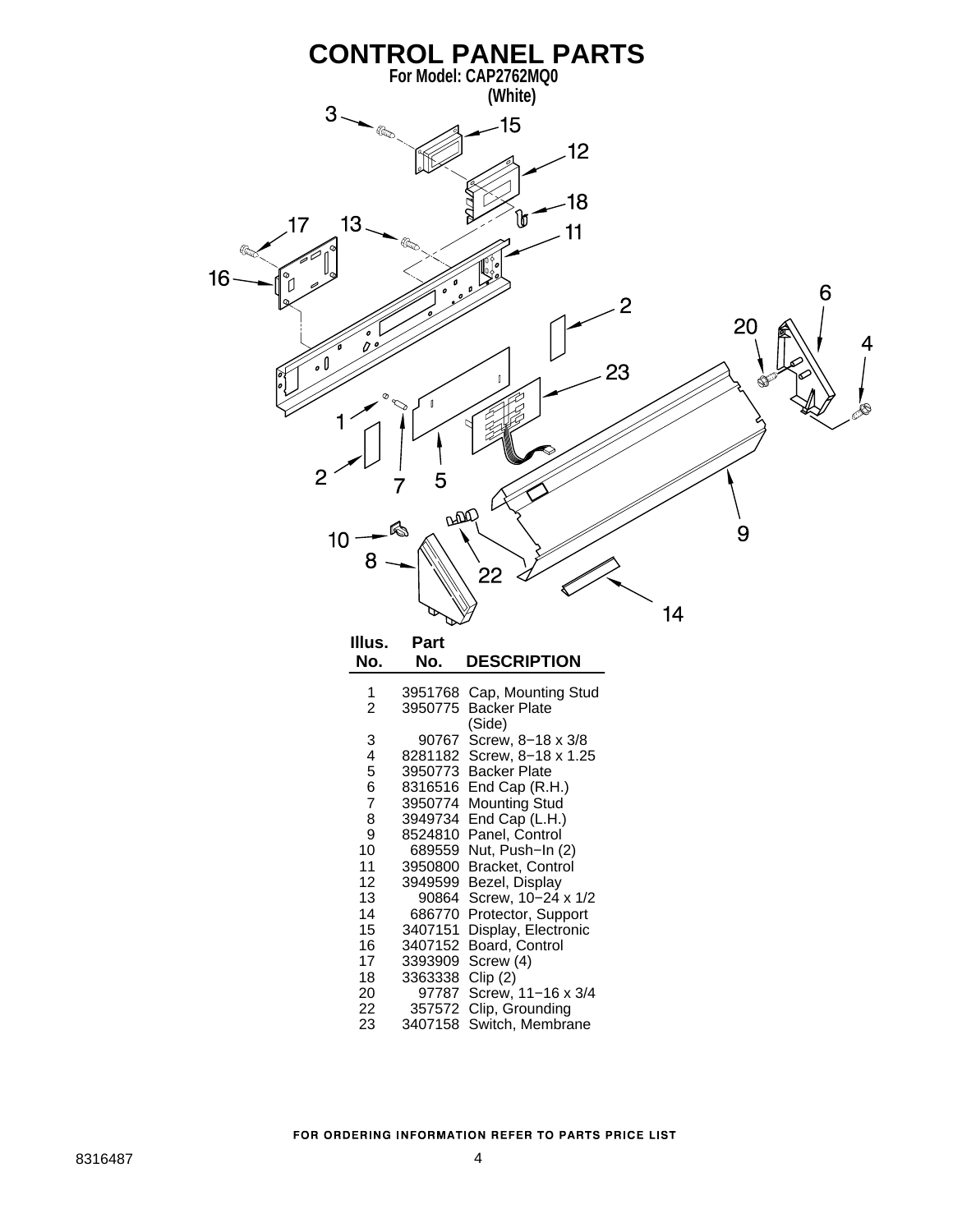# CONTROL PANEL PARTS

**For Model: CAP2762MQ0**
**(White)**

| Illus. No. | Part No. | DESCRIPTION |
|---|---|---|
| 1 | 3951768 | Cap, Mounting Stud |
| 2 | 3950775 | Backer Plate (Side) |
| 3 | 90767 | Screw, 8−18 x 3/8 |
| 4 | 8281182 | Screw, 8−18 x 1.25 |
| 5 | 3950773 | Backer Plate |
| 6 | 8316516 | End Cap (R.H.) |
| 7 | 3950774 | Mounting Stud |
| 8 | 3949734 | End Cap (L.H.) |
| 9 | 8524810 | Panel, Control |
| 10 | 689559 | Nut, Push−In (2) |
| 11 | 3950800 | Bracket, Control |
| 12 | 3949599 | Bezel, Display |
| 13 | 90864 | Screw, 10−24 x 1/2 |
| 14 | 686770 | Protector, Support |
| 15 | 3407151 | Display, Electronic |
| 16 | 3407152 | Board, Control |
| 17 | 3393909 | Screw (4) |
| 18 | 3363338 | Clip (2) |
| 20 | 97787 | Screw, 11−16 x 3/4 |
| 22 | 357572 | Clip, Grounding |
| 23 | 3407158 | Switch, Membrane |

FOR ORDERING INFORMATION REFER TO PARTS PRICE LIST

8316487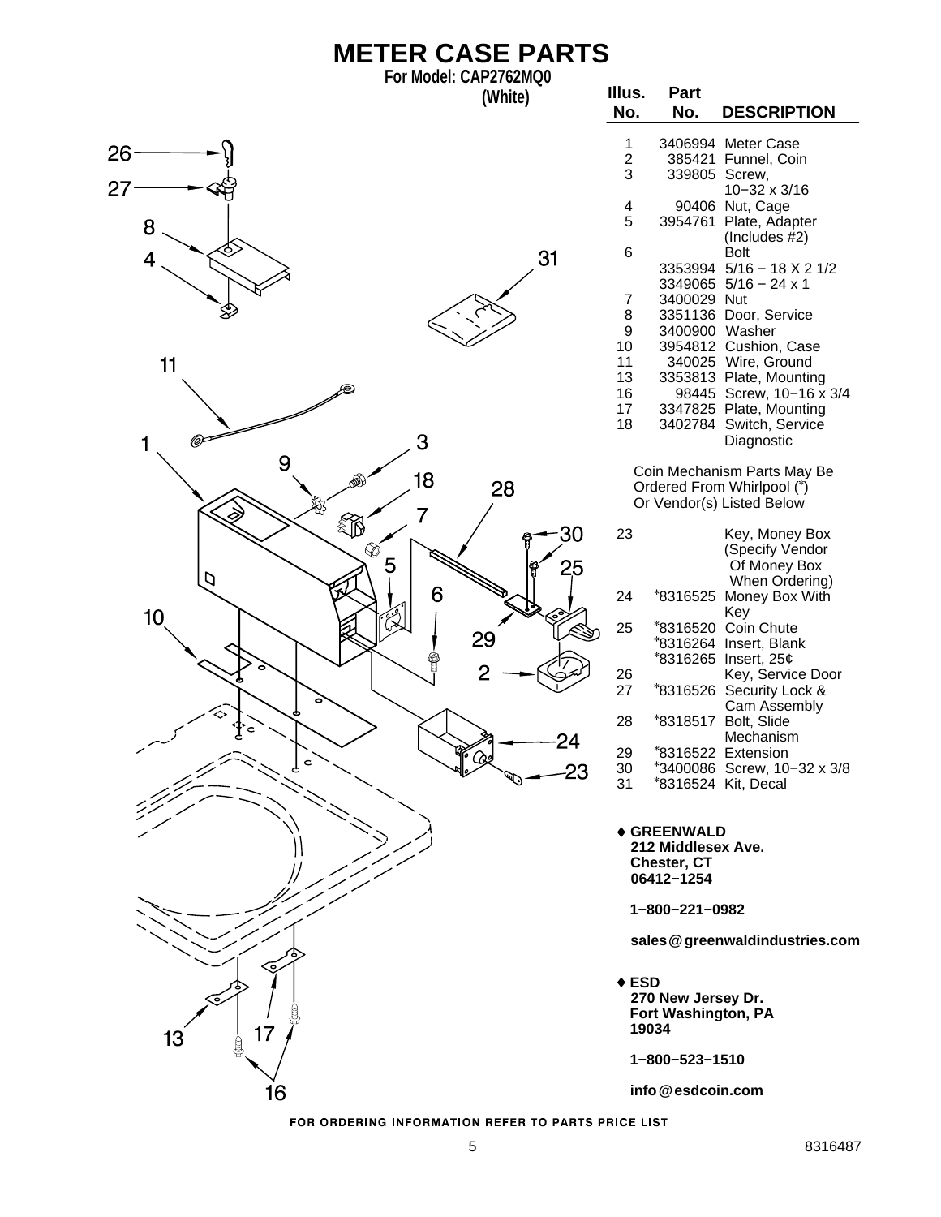# METER CASE PARTS

**For Model: CAP2762MQ0**
**(White)**

| Illus. No. | Part No. | DESCRIPTION |
|---|---|---|
| 1 | 3406994 | Meter Case |
| 2 | 385421 | Funnel, Coin |
| 3 | 339805 | Screw, 10−32 x 3/16 |
| 4 | 90406 | Nut, Cage |
| 5 | 3954761 | Plate, Adapter (Includes #2) |
| 6 | | Bolt |
| | 3353994 | 5/16 − 18 X 2 1/2 |
| | 3349065 | 5/16 − 24 x 1 |
| 7 | 3400029 | Nut |
| 8 | 3351136 | Door, Service |
| 9 | 3400900 | Washer |
| 10 | 3954812 | Cushion, Case |
| 11 | 340025 | Wire, Ground |
| 13 | 3353813 | Plate, Mounting |
| 16 | 98445 | Screw, 10−16 x 3/4 |
| 17 | 3347825 | Plate, Mounting |
| 18 | 3402784 | Switch, Service Diagnostic |

Coin Mechanism Parts May Be Ordered From Whirlpool (*) Or Vendor(s) Listed Below

| Illus. No. | Part No. | DESCRIPTION |
|---|---|---|
| 23 | | Key, Money Box (Specify Vendor Of Money Box When Ordering) |
| 24 | *8316525 | Money Box With Key |
| 25 | *8316520 | Coin Chute |
| | *8316264 | Insert, Blank |
| | *8316265 | Insert, 25¢ |
| 26 | | Key, Service Door |
| 27 | *8316526 | Security Lock & Cam Assembly |
| 28 | *8318517 | Bolt, Slide Mechanism |
| 29 | *8316522 | Extension |
| 30 | *3400086 | Screw, 10−32 x 3/8 |
| 31 | *8316524 | Kit, Decal |

♦ **GREENWALD**
**212 Middlesex Ave.**
**Chester, CT**
**06412−1254**

**1−800−221−0982**

**sales@greenwaldindustries.com**

♦ **ESD**
**270 New Jersey Dr.**
**Fort Washington, PA**
**19034**

**1−800−523−1510**

**info@esdcoin.com**

FOR ORDERING INFORMATION REFER TO PARTS PRICE LIST

8316487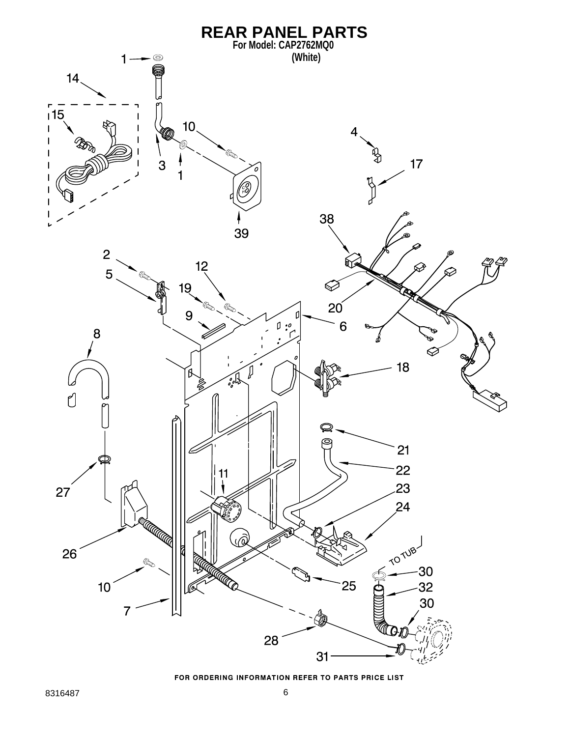# REAR PANEL PARTS

**For Model: CAP2762MQ0**
**(White)**

FOR ORDERING INFORMATION REFER TO PARTS PRICE LIST

8316487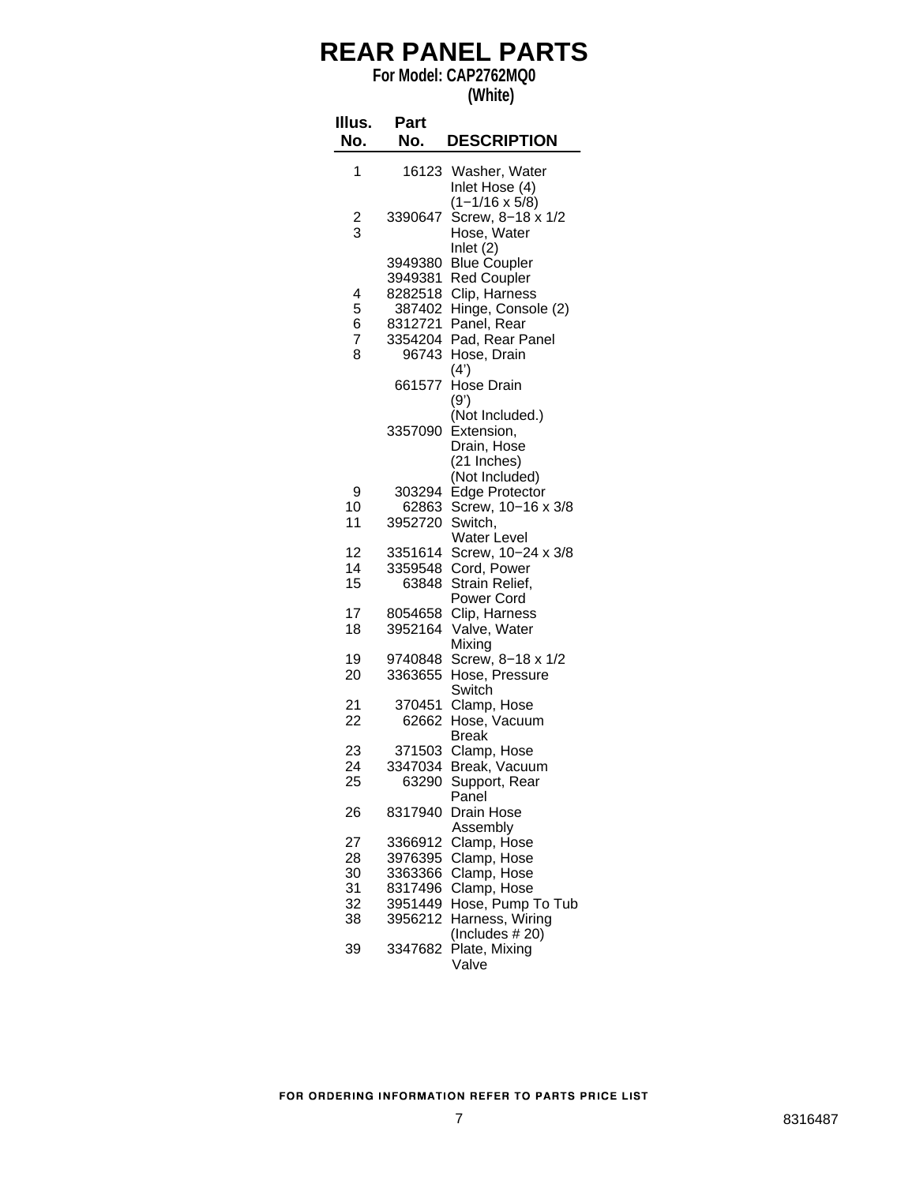# REAR PANEL PARTS

**For Model: CAP2762MQ0**
**(White)**

| Illus. No. | Part No. | DESCRIPTION |
|---|---|---|
| 1 | 16123 | Washer, Water Inlet Hose (4) (1−1/16 x 5/8) |
| 2 | 3390647 | Screw, 8−18 x 1/2 |
| 3 | | Hose, Water Inlet (2) |
| | 3949380 | Blue Coupler |
| | 3949381 | Red Coupler |
| 4 | 8282518 | Clip, Harness |
| 5 | 387402 | Hinge, Console (2) |
| 6 | 8312721 | Panel, Rear |
| 7 | 3354204 | Pad, Rear Panel |
| 8 | 96743 | Hose, Drain (4') |
| | 661577 | Hose Drain (9') (Not Included.) |
| | 3357090 | Extension, Drain, Hose (21 Inches) (Not Included) |
| 9 | 303294 | Edge Protector |
| 10 | 62863 | Screw, 10−16 x 3/8 |
| 11 | 3952720 | Switch, Water Level |
| 12 | 3351614 | Screw, 10−24 x 3/8 |
| 14 | 3359548 | Cord, Power |
| 15 | 63848 | Strain Relief, Power Cord |
| 17 | 8054658 | Clip, Harness |
| 18 | 3952164 | Valve, Water Mixing |
| 19 | 9740848 | Screw, 8−18 x 1/2 |
| 20 | 3363655 | Hose, Pressure Switch |
| 21 | 370451 | Clamp, Hose |
| 22 | 62662 | Hose, Vacuum Break |
| 23 | 371503 | Clamp, Hose |
| 24 | 3347034 | Break, Vacuum |
| 25 | 63290 | Support, Rear Panel |
| 26 | 8317940 | Drain Hose Assembly |
| 27 | 3366912 | Clamp, Hose |
| 28 | 3976395 | Clamp, Hose |
| 30 | 3363366 | Clamp, Hose |
| 31 | 8317496 | Clamp, Hose |
| 32 | 3951449 | Hose, Pump To Tub |
| 38 | 3956212 | Harness, Wiring (Includes # 20) |
| 39 | 3347682 | Plate, Mixing Valve |

FOR ORDERING INFORMATION REFER TO PARTS PRICE LIST

8316487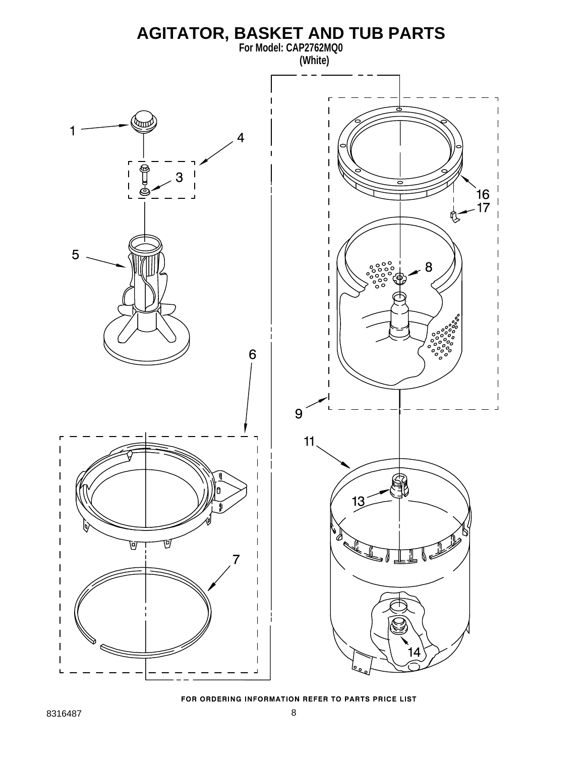# AGITATOR, BASKET AND TUB PARTS

**For Model: CAP2762MQ0**
**(White)**

1
4
3
5
6
7
16
17
8
9
11
13
14

**FOR ORDERING INFORMATION REFER TO PARTS PRICE LIST**

8316487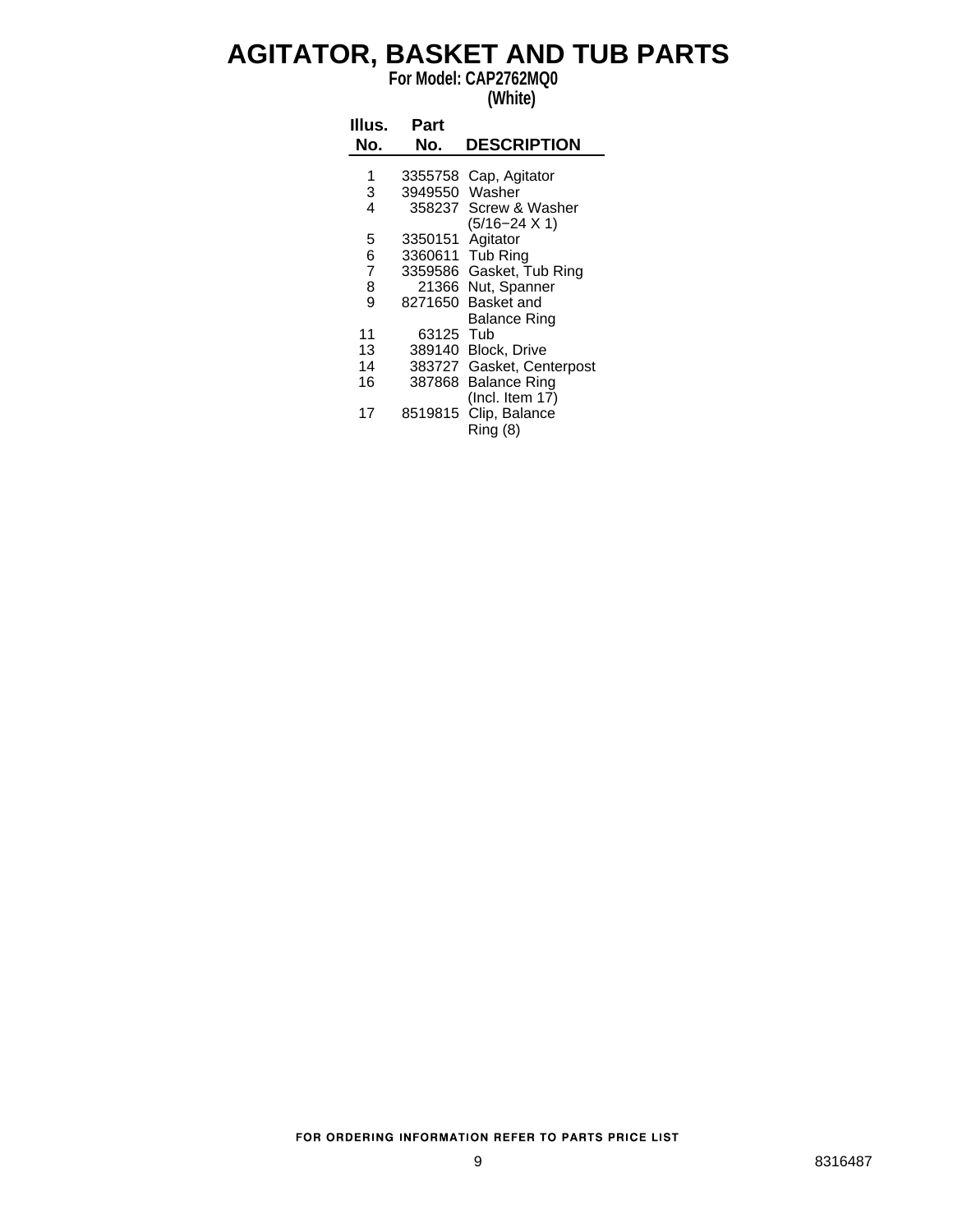# AGITATOR, BASKET AND TUB PARTS

**For Model: CAP2762MQ0**
**(White)**

| Illus. No. | Part No. | DESCRIPTION |
|---|---|---|
| 1 | 3355758 | Cap, Agitator |
| 3 | 3949550 | Washer |
| 4 | 358237 | Screw & Washer (5/16−24 X 1) |
| 5 | 3350151 | Agitator |
| 6 | 3360611 | Tub Ring |
| 7 | 3359586 | Gasket, Tub Ring |
| 8 | 21366 | Nut, Spanner |
| 9 | 8271650 | Basket and Balance Ring |
| 11 | 63125 | Tub |
| 13 | 389140 | Block, Drive |
| 14 | 383727 | Gasket, Centerpost |
| 16 | 387868 | Balance Ring (Incl. Item 17) |
| 17 | 8519815 | Clip, Balance Ring (8) |

FOR ORDERING INFORMATION REFER TO PARTS PRICE LIST

8316487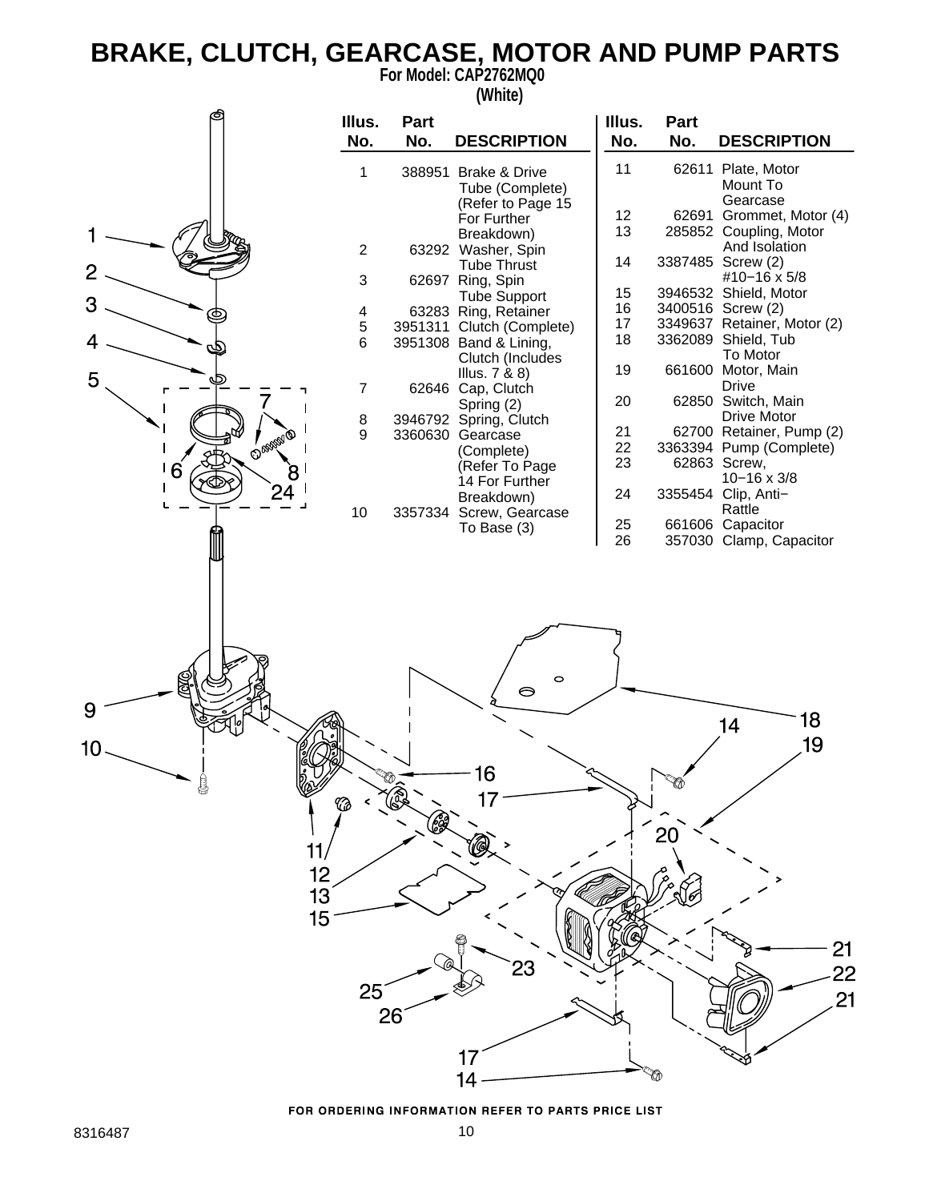# BRAKE, CLUTCH, GEARCASE, MOTOR AND PUMP PARTS

**For Model: CAP2762MQ0**
**(White)**

| Illus. No. | Part No. | DESCRIPTION |
|---|---|---|
| 1 | 388951 | Brake & Drive Tube (Complete) (Refer to Page 15 For Further Breakdown) |
| 2 | 63292 | Washer, Spin Tube Thrust |
| 3 | 62697 | Ring, Spin Tube Support |
| 4 | 63283 | Ring, Retainer |
| 5 | 3951311 | Clutch (Complete) |
| 6 | 3951308 | Band & Lining, Clutch (Includes Illus. 7 & 8) |
| 7 | 62646 | Cap, Clutch Spring (2) |
| 8 | 3946792 | Spring, Clutch |
| 9 | 3360630 | Gearcase (Complete) (Refer To Page 14 For Further Breakdown) |
| 10 | 3357334 | Screw, Gearcase To Base (3) |
| 11 | 62611 | Plate, Motor Mount To Gearcase |
| 12 | 62691 | Grommet, Motor (4) |
| 13 | 285852 | Coupling, Motor And Isolation |
| 14 | 3387485 | Screw (2) #10−16 x 5/8 |
| 15 | 3946532 | Shield, Motor |
| 16 | 3400516 | Screw (2) |
| 17 | 3349637 | Retainer, Motor (2) |
| 18 | 3362089 | Shield, Tub To Motor |
| 19 | 661600 | Motor, Main Drive |
| 20 | 62850 | Switch, Main Drive Motor |
| 21 | 62700 | Retainer, Pump (2) |
| 22 | 3363394 | Pump (Complete) |
| 23 | 62863 | Screw, 10−16 x 3/8 |
| 24 | 3355454 | Clip, Anti−Rattle |
| 25 | 661606 | Capacitor |
| 26 | 357030 | Clamp, Capacitor |

FOR ORDERING INFORMATION REFER TO PARTS PRICE LIST

8316487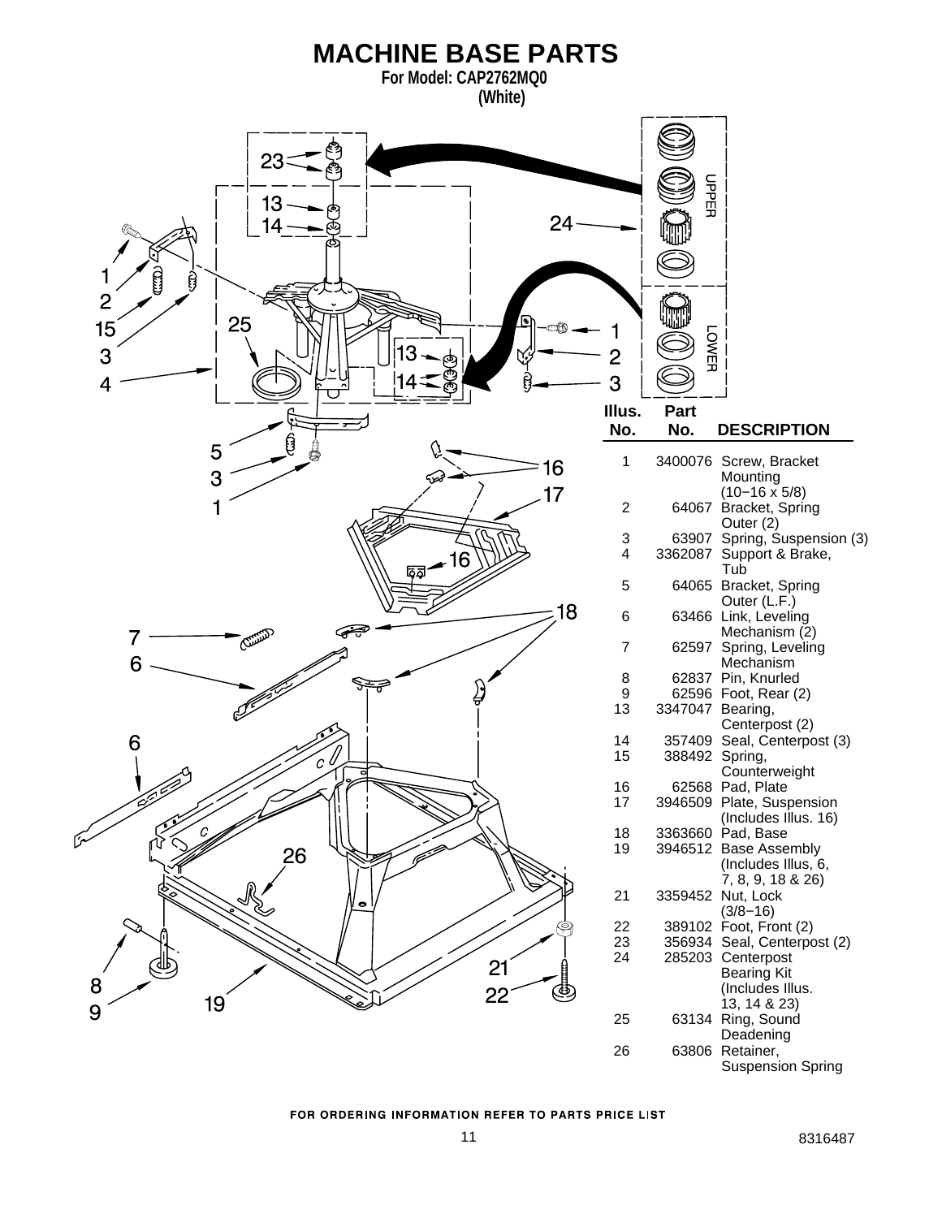# MACHINE BASE PARTS

**For Model: CAP2762MQ0**
**(White)**

| Illus. No. | Part No. | DESCRIPTION |
|---|---|---|
| 1 | 3400076 | Screw, Bracket Mounting (10−16 x 5/8) |
| 2 | 64067 | Bracket, Spring Outer (2) |
| 3 | 63907 | Spring, Suspension (3) |
| 4 | 3362087 | Support & Brake, Tub |
| 5 | 64065 | Bracket, Spring Outer (L.F.) |
| 6 | 63466 | Link, Leveling Mechanism (2) |
| 7 | 62597 | Spring, Leveling Mechanism |
| 8 | 62837 | Pin, Knurled |
| 9 | 62596 | Foot, Rear (2) |
| 13 | 3347047 | Bearing, Centerpost (2) |
| 14 | 357409 | Seal, Centerpost (3) |
| 15 | 388492 | Spring, Counterweight |
| 16 | 62568 | Pad, Plate |
| 17 | 3946509 | Plate, Suspension (Includes Illus. 16) |
| 18 | 3363660 | Pad, Base |
| 19 | 3946512 | Base Assembly (Includes Illus, 6, 7, 8, 9, 18 & 26) |
| 21 | 3359452 | Nut, Lock (3/8−16) |
| 22 | 389102 | Foot, Front (2) |
| 23 | 356934 | Seal, Centerpost (2) |
| 24 | 285203 | Centerpost Bearing Kit (Includes Illus. 13, 14 & 23) |
| 25 | 63134 | Ring, Sound Deadening |
| 26 | 63806 | Retainer, Suspension Spring |

FOR ORDERING INFORMATION REFER TO PARTS PRICE LIST

8316487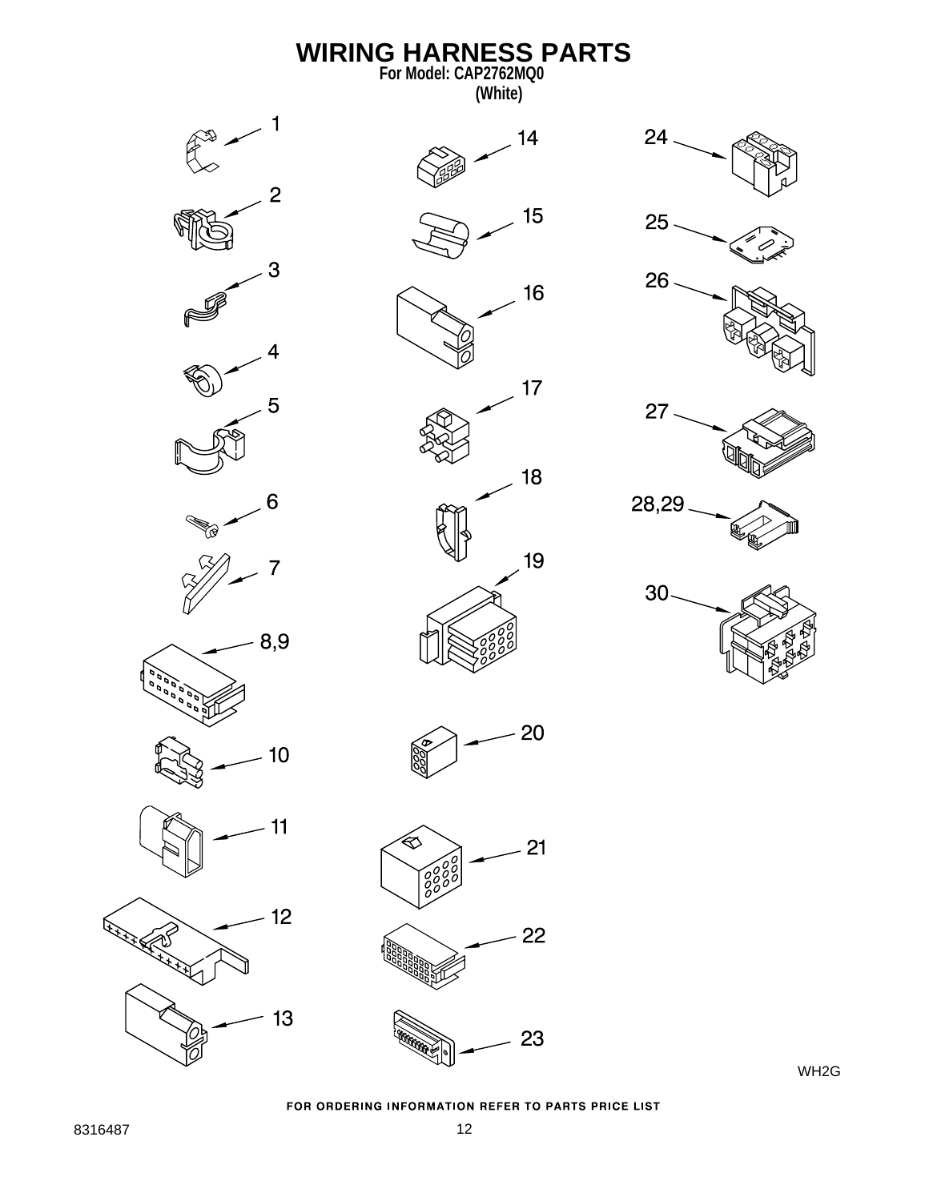# WIRING HARNESS PARTS

**For Model: CAP2762MQ0**
**(White)**

1

2

3

4

5

6

7

8,9

10

11

12

13

14

15

16

17

18

19

20

21

22

23

24

25

26

27

28,29

30

WH2G

FOR ORDERING INFORMATION REFER TO PARTS PRICE LIST

8316487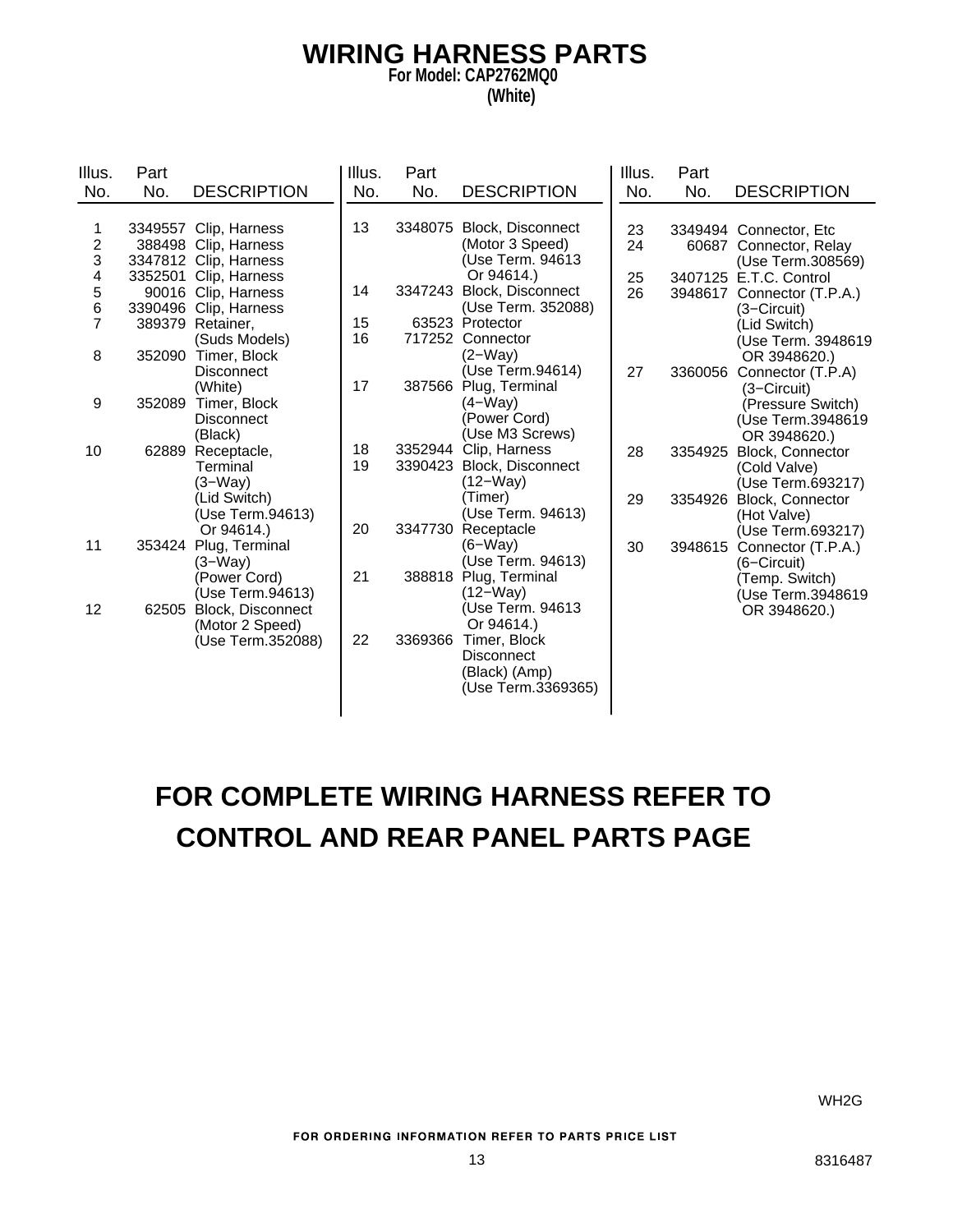# WIRING HARNESS PARTS

**For Model: CAP2762MQ0**
**(White)**

| Illus. No. | Part No. | DESCRIPTION |
|---|---|---|
| 1 | 3349557 | Clip, Harness |
| 2 | 388498 | Clip, Harness |
| 3 | 3347812 | Clip, Harness |
| 4 | 3352501 | Clip, Harness |
| 5 | 90016 | Clip, Harness |
| 6 | 3390496 | Clip, Harness |
| 7 | 389379 | Retainer, (Suds Models) |
| 8 | 352090 | Timer, Block Disconnect (White) |
| 9 | 352089 | Timer, Block Disconnect (Black) |
| 10 | 62889 | Receptacle, Terminal (3−Way) (Lid Switch) (Use Term.94613 Or 94614.) |
| 11 | 353424 | Plug, Terminal (3−Way) (Power Cord) (Use Term.94613) |
| 12 | 62505 | Block, Disconnect (Motor 2 Speed) (Use Term.352088) |
| 13 | 3348075 | Block, Disconnect (Motor 3 Speed) (Use Term. 94613 Or 94614.) |
| 14 | 3347243 | Block, Disconnect (Use Term. 352088) |
| 15 | 63523 | Protector |
| 16 | 717252 | Connector (2−Way) (Use Term.94614) |
| 17 | 387566 | Plug, Terminal (4−Way) (Power Cord) (Use M3 Screws) |
| 18 | 3352944 | Clip, Harness |
| 19 | 3390423 | Block, Disconnect (12−Way) (Timer) (Use Term. 94613) |
| 20 | 3347730 | Receptacle (6−Way) (Use Term. 94613) |
| 21 | 388818 | Plug, Terminal (12−Way) (Use Term. 94613 Or 94614.) |
| 22 | 3369366 | Timer, Block Disconnect (Black) (Amp) (Use Term.3369365) |
| 23 | 3349494 | Connector, Etc |
| 24 | 60687 | Connector, Relay (Use Term.308569) |
| 25 | 3407125 | E.T.C. Control |
| 26 | 3948617 | Connector (T.P.A.) (3−Circuit) (Lid Switch) (Use Term. 3948619 OR 3948620.) |
| 27 | 3360056 | Connector (T.P.A) (3−Circuit) (Pressure Switch) (Use Term.3948619 OR 3948620.) |
| 28 | 3354925 | Block, Connector (Cold Valve) (Use Term.693217) |
| 29 | 3354926 | Block, Connector (Hot Valve) (Use Term.693217) |
| 30 | 3948615 | Connector (T.P.A.) (6−Circuit) (Temp. Switch) (Use Term.3948619 OR 3948620.) |

## FOR COMPLETE WIRING HARNESS REFER TO CONTROL AND REAR PANEL PARTS PAGE

WH2G

FOR ORDERING INFORMATION REFER TO PARTS PRICE LIST

8316487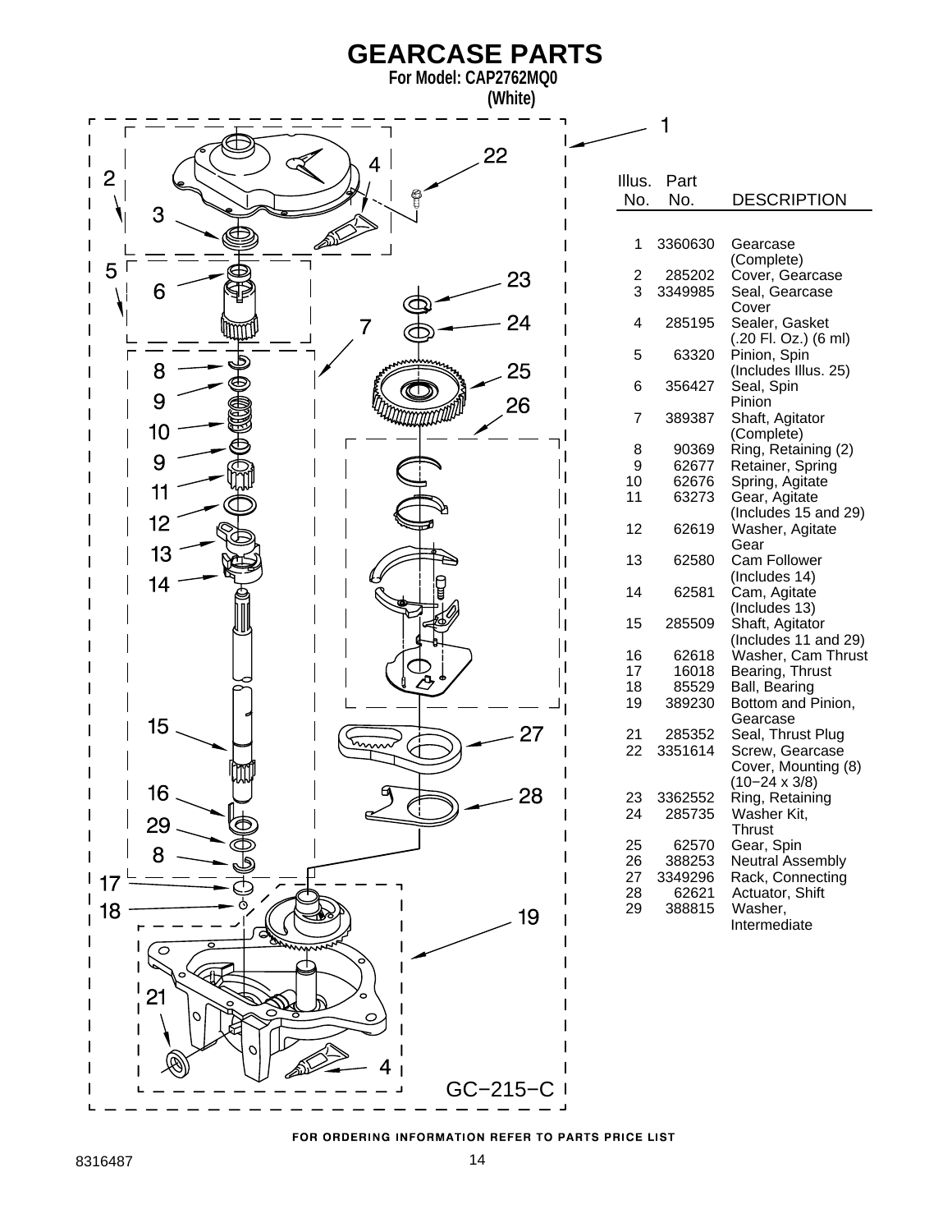# GEARCASE PARTS

**For Model: CAP2762MQ0**
**(White)**

| Illus. No. | Part No. | DESCRIPTION |
|---|---|---|
| 1 | 3360630 | Gearcase (Complete) |
| 2 | 285202 | Cover, Gearcase |
| 3 | 3349985 | Seal, Gearcase Cover |
| 4 | 285195 | Sealer, Gasket (.20 Fl. Oz.) (6 ml) |
| 5 | 63320 | Pinion, Spin (Includes Illus. 25) |
| 6 | 356427 | Seal, Spin Pinion |
| 7 | 389387 | Shaft, Agitator (Complete) |
| 8 | 90369 | Ring, Retaining (2) |
| 9 | 62677 | Retainer, Spring |
| 10 | 62676 | Spring, Agitate |
| 11 | 63273 | Gear, Agitate (Includes 15 and 29) |
| 12 | 62619 | Washer, Agitate Gear |
| 13 | 62580 | Cam Follower (Includes 14) |
| 14 | 62581 | Cam, Agitate (Includes 13) |
| 15 | 285509 | Shaft, Agitator (Includes 11 and 29) |
| 16 | 62618 | Washer, Cam Thrust |
| 17 | 16018 | Bearing, Thrust |
| 18 | 85529 | Ball, Bearing |
| 19 | 389230 | Bottom and Pinion, Gearcase |
| 21 | 285352 | Seal, Thrust Plug |
| 22 | 3351614 | Screw, Gearcase Cover, Mounting (8) (10−24 x 3/8) |
| 23 | 3362552 | Ring, Retaining |
| 24 | 285735 | Washer Kit, Thrust |
| 25 | 62570 | Gear, Spin |
| 26 | 388253 | Neutral Assembly |
| 27 | 3349296 | Rack, Connecting |
| 28 | 62621 | Actuator, Shift |
| 29 | 388815 | Washer, Intermediate |

GC−215−C

FOR ORDERING INFORMATION REFER TO PARTS PRICE LIST

8316487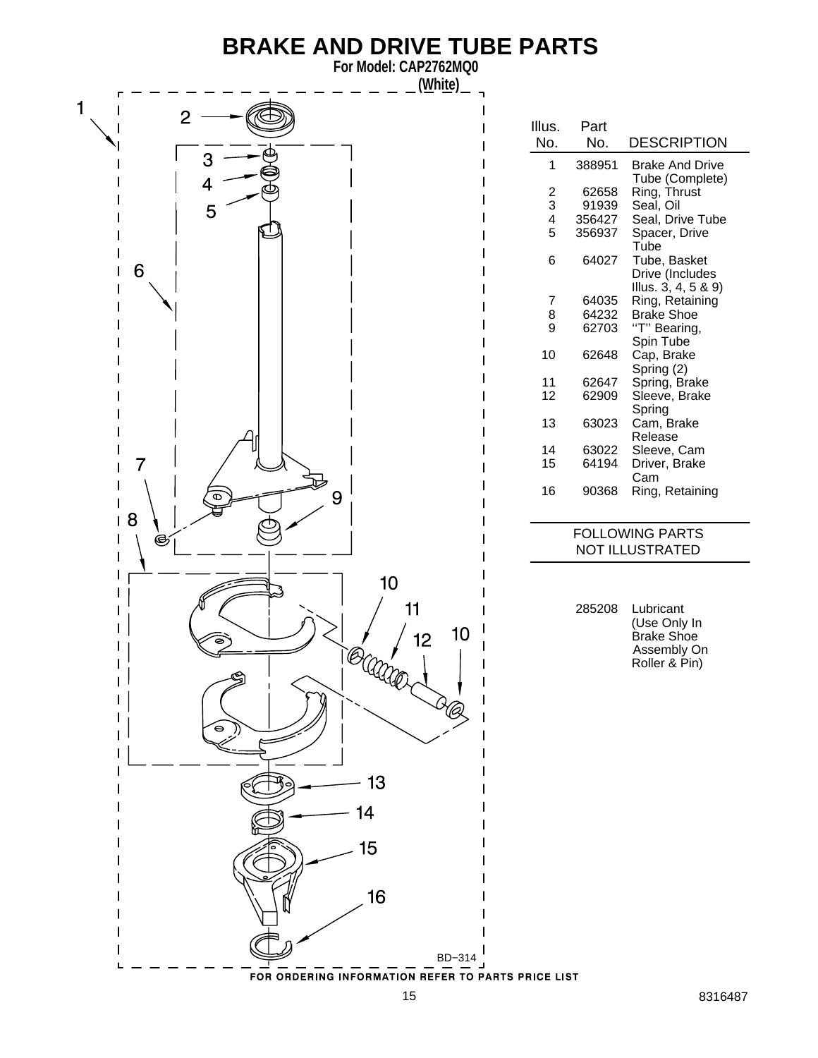# BRAKE AND DRIVE TUBE PARTS

**For Model: CAP2762MQ0**
**(White)**

| Illus. No. | Part No. | DESCRIPTION |
|---|---|---|
| 1 | 388951 | Brake And Drive Tube (Complete) |
| 2 | 62658 | Ring, Thrust |
| 3 | 91939 | Seal, Oil |
| 4 | 356427 | Seal, Drive Tube |
| 5 | 356937 | Spacer, Drive Tube |
| 6 | 64027 | Tube, Basket Drive (Includes Illus. 3, 4, 5 & 9) |
| 7 | 64035 | Ring, Retaining |
| 8 | 64232 | Brake Shoe |
| 9 | 62703 | "T" Bearing, Spin Tube |
| 10 | 62648 | Cap, Brake Spring (2) |
| 11 | 62647 | Spring, Brake |
| 12 | 62909 | Sleeve, Brake Spring |
| 13 | 63023 | Cam, Brake Release |
| 14 | 63022 | Sleeve, Cam |
| 15 | 64194 | Driver, Brake Cam |
| 16 | 90368 | Ring, Retaining |

FOLLOWING PARTS NOT ILLUSTRATED

| Part No. | DESCRIPTION |
|---|---|
| 285208 | Lubricant (Use Only In Brake Shoe Assembly On Roller & Pin) |

BD-314

FOR ORDERING INFORMATION REFER TO PARTS PRICE LIST

8316487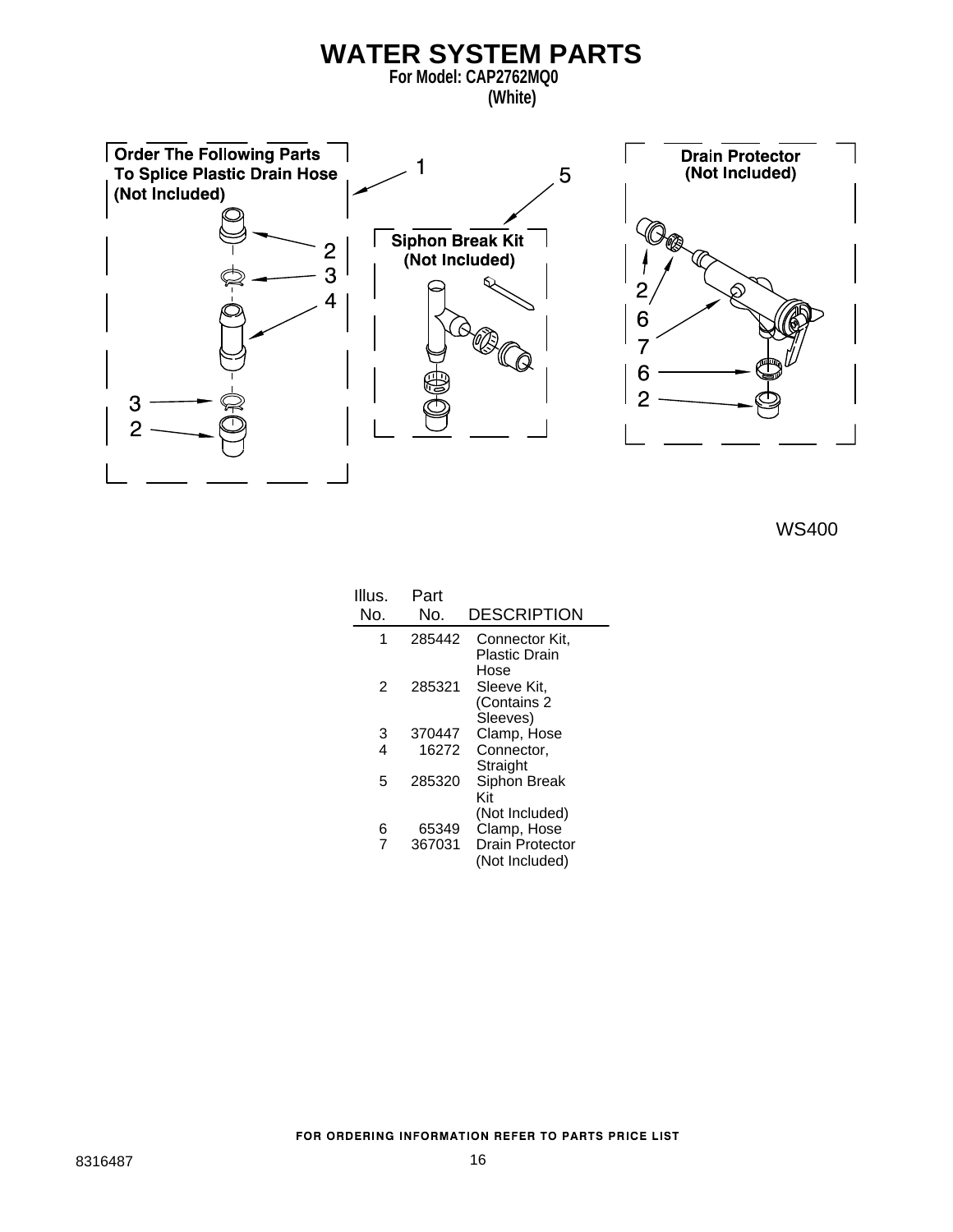# WATER SYSTEM PARTS

**For Model: CAP2762MQ0**
**(White)**

**Order The Following Parts To Splice Plastic Drain Hose (Not Included)**

**Siphon Break Kit (Not Included)**

**Drain Protector (Not Included)**

WS400

| Illus. No. | Part No. | DESCRIPTION |
|---|---|---|
| 1 | 285442 | Connector Kit, Plastic Drain Hose |
| 2 | 285321 | Sleeve Kit, (Contains 2 Sleeves) |
| 3 | 370447 | Clamp, Hose |
| 4 | 16272 | Connector, Straight |
| 5 | 285320 | Siphon Break Kit (Not Included) |
| 6 | 65349 | Clamp, Hose |
| 7 | 367031 | Drain Protector (Not Included) |

FOR ORDERING INFORMATION REFER TO PARTS PRICE LIST

8316487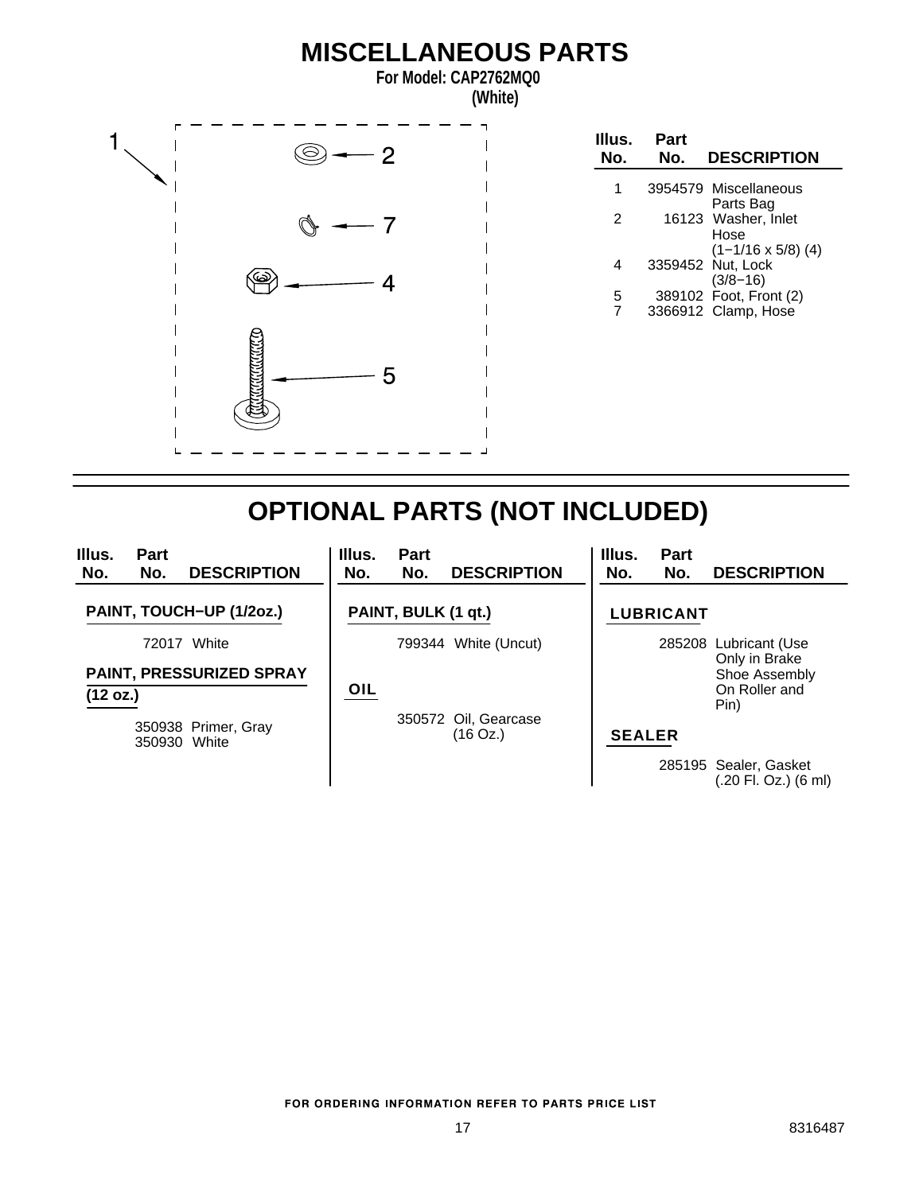# MISCELLANEOUS PARTS

**For Model: CAP2762MQ0**
**(White)**

1
2
7
4
5

| Illus. No. | Part No. | DESCRIPTION |
| --- | --- | --- |
| 1 | 3954579 | Miscellaneous Parts Bag |
| 2 | 16123 | Washer, Inlet Hose (1−1/16 x 5/8) (4) |
| 4 | 3359452 | Nut, Lock (3/8−16) |
| 5 | 389102 | Foot, Front (2) |
| 7 | 3366912 | Clamp, Hose |

# OPTIONAL PARTS (NOT INCLUDED)

| Illus. No. | Part No. | DESCRIPTION |
| --- | --- | --- |
| | | **PAINT, TOUCH−UP (1/2oz.)** |
| | 72017 | White |
| | | **PAINT, PRESSURIZED SPRAY (12 oz.)** |
| | 350938 | Primer, Gray |
| | 350930 | White |

| Illus. No. | Part No. | DESCRIPTION |
| --- | --- | --- |
| | | **PAINT, BULK (1 qt.)** |
| | 799344 | White (Uncut) |
| | | **OIL** |
| | 350572 | Oil, Gearcase (16 Oz.) |

| Illus. No. | Part No. | DESCRIPTION |
| --- | --- | --- |
| | | **LUBRICANT** |
| | 285208 | Lubricant (Use Only in Brake Shoe Assembly On Roller and Pin) |
| | | **SEALER** |
| | 285195 | Sealer, Gasket (.20 Fl. Oz.) (6 ml) |

FOR ORDERING INFORMATION REFER TO PARTS PRICE LIST

8316487